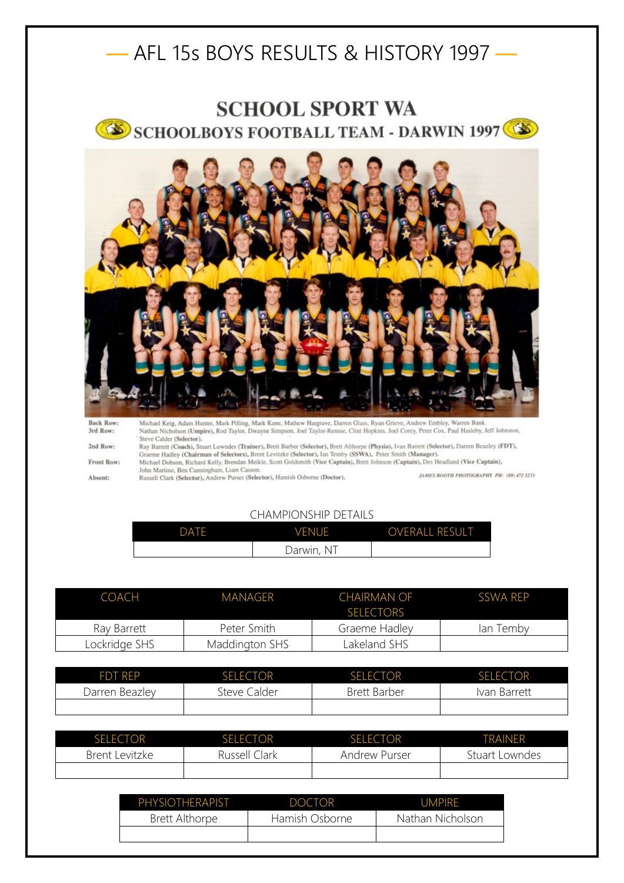# AFL 15s BOYS RESULTS & HISTORY 1997

## SCHOOL SPORT WA

### SCHOOLBOYS FOOTBALL TEAM - DARWIN 1997

**Back Row:** Michael Keig, Adam Hunter, Mark Pilling, Mark Kane, Mathew Hargrave, Darren Glass, Ryan Grieve, Andrew Embley, Warren Bank.

**3rd Row:** Nathan Nicholson **(Umpire)**, Rod Taylor, Dwayne Simpson, Joel Taylor-Rennie, Clint Hopkins, Joel Corey, Peter Cox, Paul Hasleby, Jeff Johnston, Steve Calder **(Selector)**.

**2nd Row:** Ray Barrett **(Coach)**, Stuart Lowndes **(Trainer)**, Brett Barber **(Selector)**, Brett Althorpe **(Physio)**, Ivan Barrett **(Selector)**, Darren Beazley **(FDT)**, Graeme Hadley **(Chairman of Selectors)**, Brent Levitzke **(Selector)**, Ian Temby **(SSWA)**, Peter Smith **(Manager)**.

**Front Row:** Michael Dobson, Richard Kelly, Brendan Meikle, Scott Goldsmith **(Vice Captain)**, Brett Johnson **(Captain)**, Des Headland **(Vice Captain)**, John Martino, Ben Cunningham, Liam Casson.

**Absent:** Russell Clark **(Selector)**, Andrew Purser **(Selector)**, Hamish Osborne **(Doctor)**.

*JAMES BOOTH PHOTOGRAPHY PH: (09) 472 5233*

CHAMPIONSHIP DETAILS

| DATE | VENUE | OVERALL RESULT |
|---|---|---|
| | Darwin, NT | |

| COACH | MANAGER | CHAIRMAN OF SELECTORS | SSWA REP |
|---|---|---|---|
| Ray Barrett | Peter Smith | Graeme Hadley | Ian Temby |
| Lockridge SHS | Maddington SHS | Lakeland SHS | |

| FDT REP | SELECTOR | SELECTOR | SELECTOR |
|---|---|---|---|
| Darren Beazley | Steve Calder | Brett Barber | Ivan Barrett |
| | | | |

| SELECTOR | SELECTOR | SELECTOR | TRAINER |
|---|---|---|---|
| Brent Levitzke | Russell Clark | Andrew Purser | Stuart Lowndes |
| | | | |

| PHYSIOTHERAPIST | DOCTOR | UMPIRE |
|---|---|---|
| Brett Althorpe | Hamish Osborne | Nathan Nicholson |
| | | |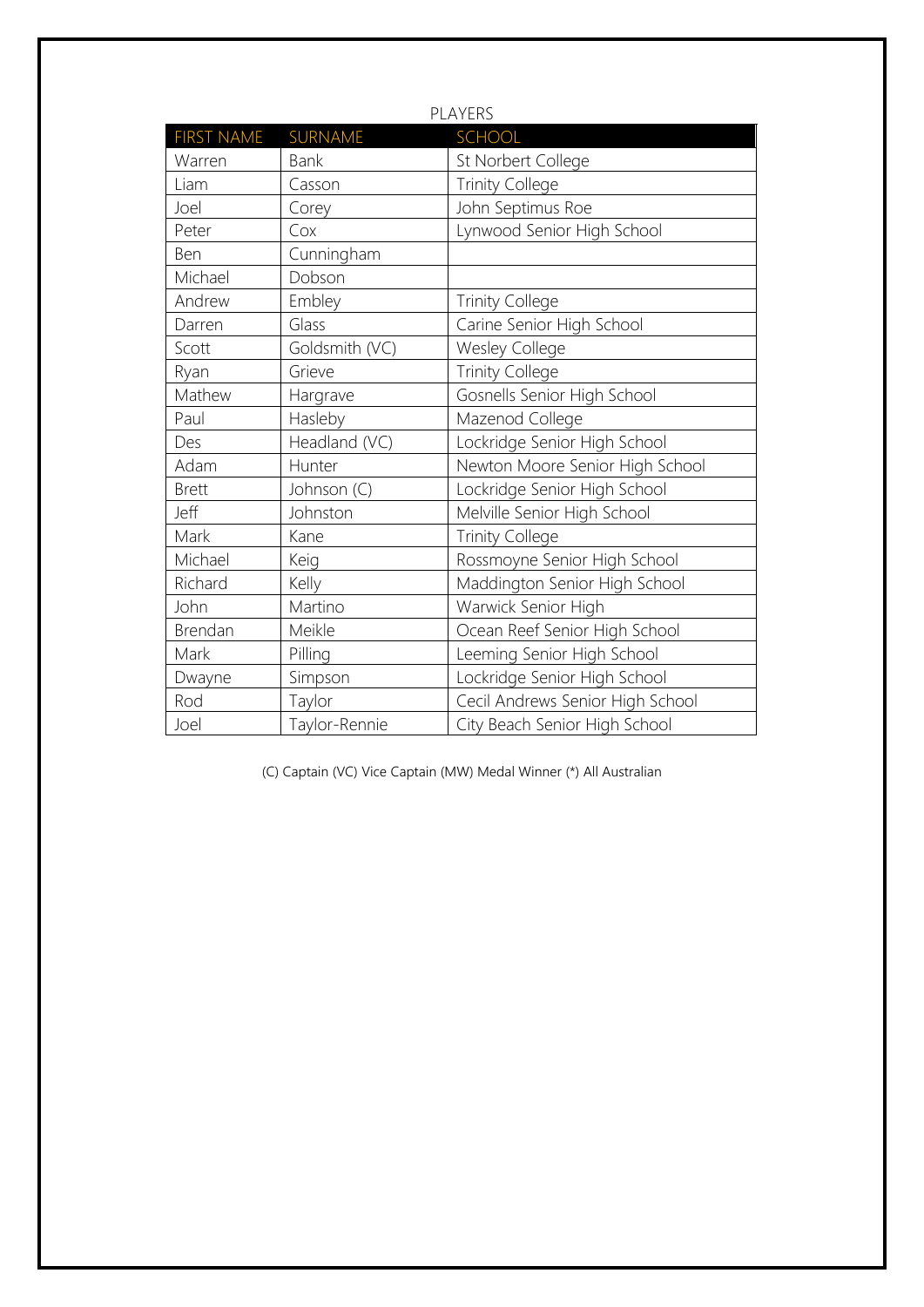PLAYERS

| FIRST NAME | SURNAME | SCHOOL |
|---|---|---|
| Warren | Bank | St Norbert College |
| Liam | Casson | Trinity College |
| Joel | Corey | John Septimus Roe |
| Peter | Cox | Lynwood Senior High School |
| Ben | Cunningham | |
| Michael | Dobson | |
| Andrew | Embley | Trinity College |
| Darren | Glass | Carine Senior High School |
| Scott | Goldsmith (VC) | Wesley College |
| Ryan | Grieve | Trinity College |
| Mathew | Hargrave | Gosnells Senior High School |
| Paul | Hasleby | Mazenod College |
| Des | Headland (VC) | Lockridge Senior High School |
| Adam | Hunter | Newton Moore Senior High School |
| Brett | Johnson (C) | Lockridge Senior High School |
| Jeff | Johnston | Melville Senior High School |
| Mark | Kane | Trinity College |
| Michael | Keig | Rossmoyne Senior High School |
| Richard | Kelly | Maddington Senior High School |
| John | Martino | Warwick Senior High |
| Brendan | Meikle | Ocean Reef Senior High School |
| Mark | Pilling | Leeming Senior High School |
| Dwayne | Simpson | Lockridge Senior High School |
| Rod | Taylor | Cecil Andrews Senior High School |
| Joel | Taylor-Rennie | City Beach Senior High School |

(C) Captain (VC) Vice Captain (MW) Medal Winner (*) All Australian